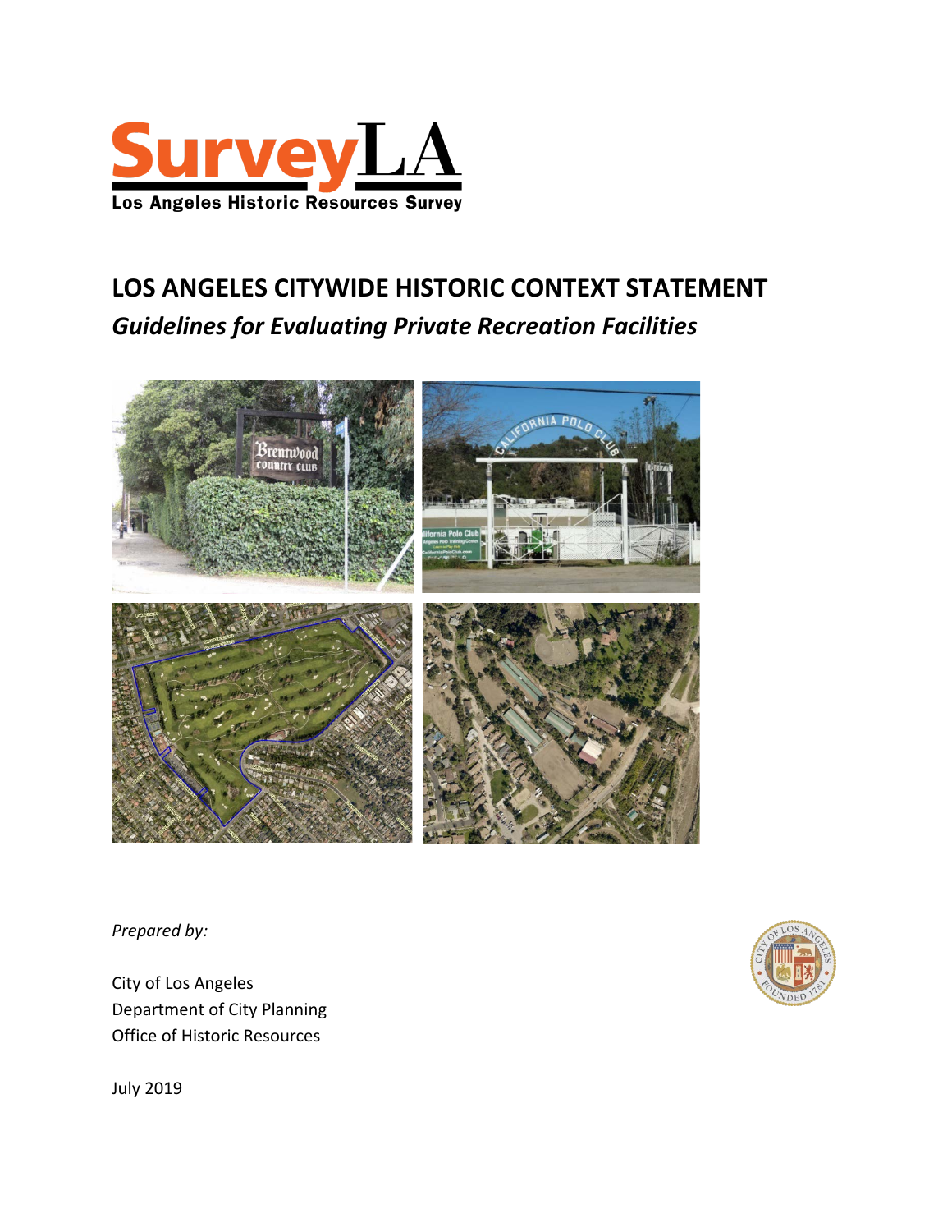# SurveyLA

Los Angeles Historic Resources Survey

# LOS ANGELES CITYWIDE HISTORIC CONTEXT STATEMENT

## *Guidelines for Evaluating Private Recreation Facilities*

*Prepared by:*

City of Los Angeles
Department of City Planning
Office of Historic Resources

July 2019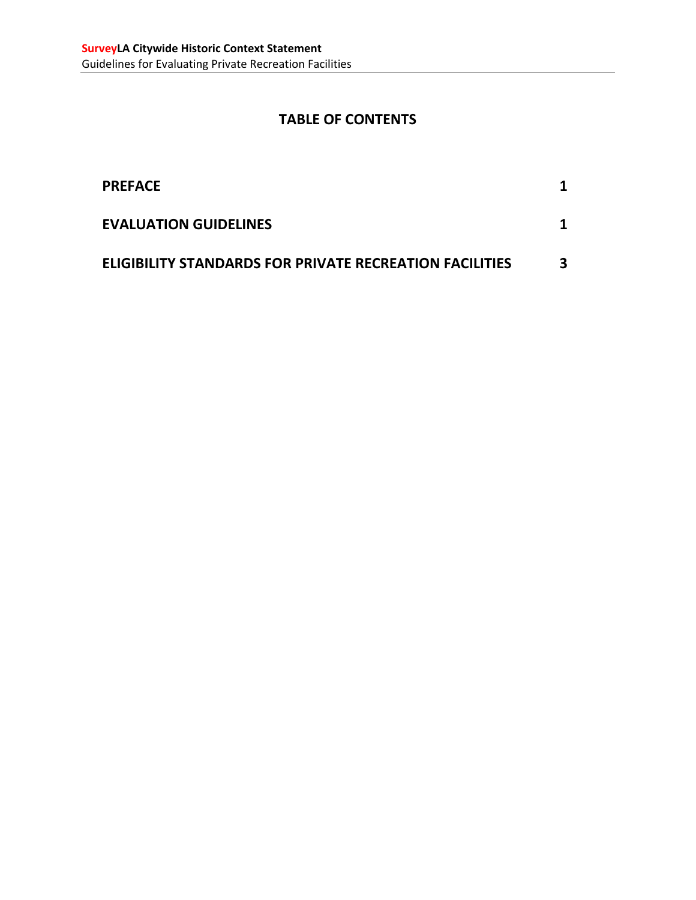# TABLE OF CONTENTS

| | |
|---|---|
| **PREFACE** | **1** |
| **EVALUATION GUIDELINES** | **1** |
| **ELIGIBILITY STANDARDS FOR PRIVATE RECREATION FACILITIES** | **3** |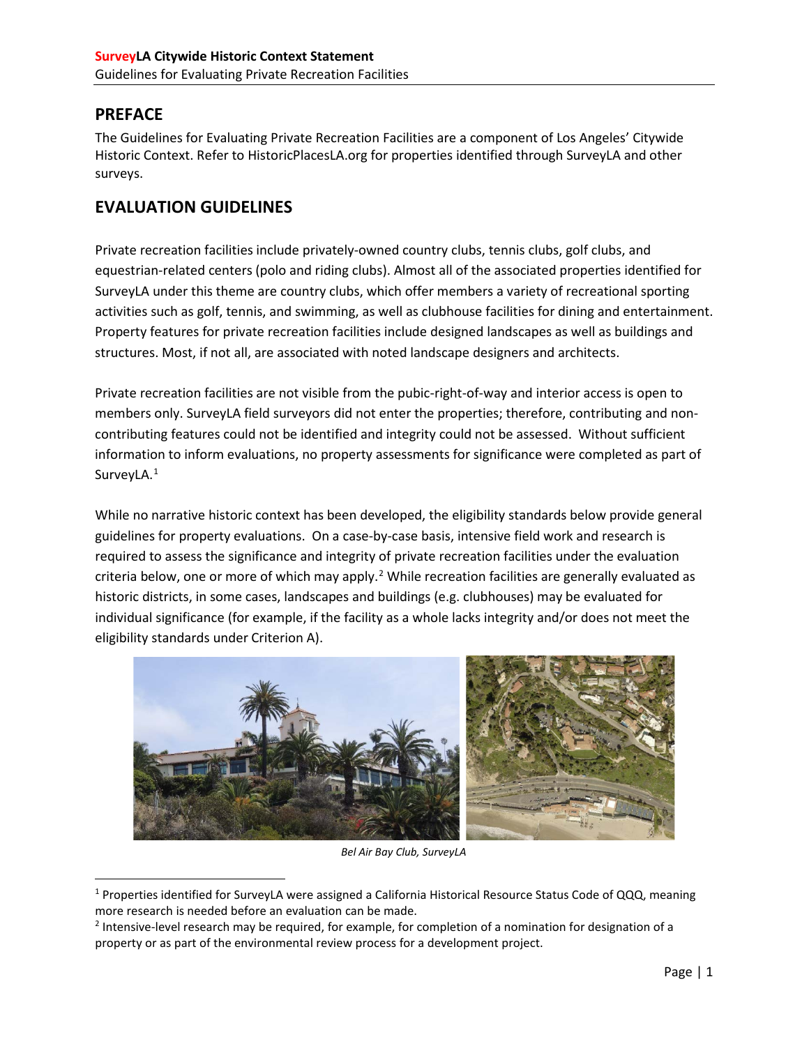## PREFACE

The Guidelines for Evaluating Private Recreation Facilities are a component of Los Angeles' Citywide Historic Context. Refer to HistoricPlacesLA.org for properties identified through SurveyLA and other surveys.

## EVALUATION GUIDELINES

Private recreation facilities include privately-owned country clubs, tennis clubs, golf clubs, and equestrian-related centers (polo and riding clubs). Almost all of the associated properties identified for SurveyLA under this theme are country clubs, which offer members a variety of recreational sporting activities such as golf, tennis, and swimming, as well as clubhouse facilities for dining and entertainment. Property features for private recreation facilities include designed landscapes as well as buildings and structures. Most, if not all, are associated with noted landscape designers and architects.

Private recreation facilities are not visible from the pubic-right-of-way and interior access is open to members only. SurveyLA field surveyors did not enter the properties; therefore, contributing and non-contributing features could not be identified and integrity could not be assessed. Without sufficient information to inform evaluations, no property assessments for significance were completed as part of SurveyLA.[1]

While no narrative historic context has been developed, the eligibility standards below provide general guidelines for property evaluations. On a case-by-case basis, intensive field work and research is required to assess the significance and integrity of private recreation facilities under the evaluation criteria below, one or more of which may apply.[2] While recreation facilities are generally evaluated as historic districts, in some cases, landscapes and buildings (e.g. clubhouses) may be evaluated for individual significance (for example, if the facility as a whole lacks integrity and/or does not meet the eligibility standards under Criterion A).

*Bel Air Bay Club, SurveyLA*

[1] Properties identified for SurveyLA were assigned a California Historical Resource Status Code of QQQ, meaning more research is needed before an evaluation can be made.

[2] Intensive-level research may be required, for example, for completion of a nomination for designation of a property or as part of the environmental review process for a development project.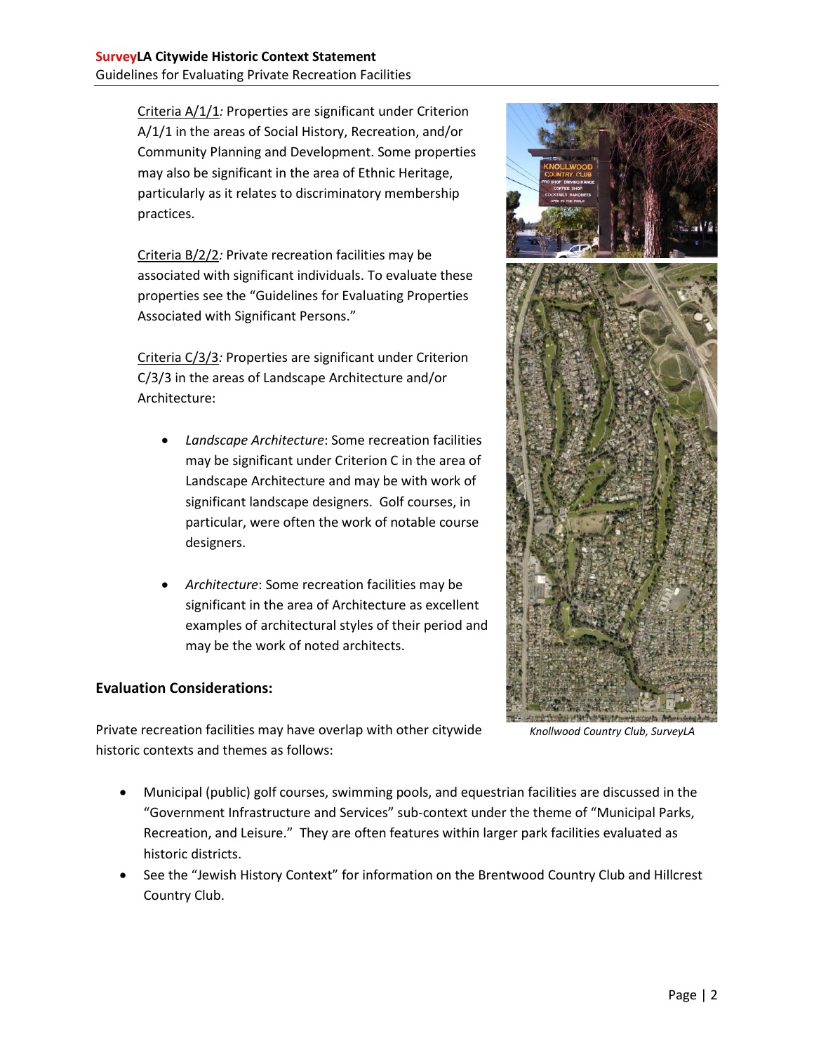Criteria A/1/1*:* Properties are significant under Criterion A/1/1 in the areas of Social History, Recreation, and/or Community Planning and Development. Some properties may also be significant in the area of Ethnic Heritage, particularly as it relates to discriminatory membership practices.

Criteria B/2/2*:* Private recreation facilities may be associated with significant individuals. To evaluate these properties see the "Guidelines for Evaluating Properties Associated with Significant Persons."

Criteria C/3/3*:* Properties are significant under Criterion C/3/3 in the areas of Landscape Architecture and/or Architecture:

- *Landscape Architecture*: Some recreation facilities may be significant under Criterion C in the area of Landscape Architecture and may be with work of significant landscape designers. Golf courses, in particular, were often the work of notable course designers.

- *Architecture*: Some recreation facilities may be significant in the area of Architecture as excellent examples of architectural styles of their period and may be the work of noted architects.

*Knollwood Country Club, SurveyLA*

### Evaluation Considerations:

Private recreation facilities may have overlap with other citywide historic contexts and themes as follows:

- Municipal (public) golf courses, swimming pools, and equestrian facilities are discussed in the "Government Infrastructure and Services" sub-context under the theme of "Municipal Parks, Recreation, and Leisure." They are often features within larger park facilities evaluated as historic districts.
- See the "Jewish History Context" for information on the Brentwood Country Club and Hillcrest Country Club.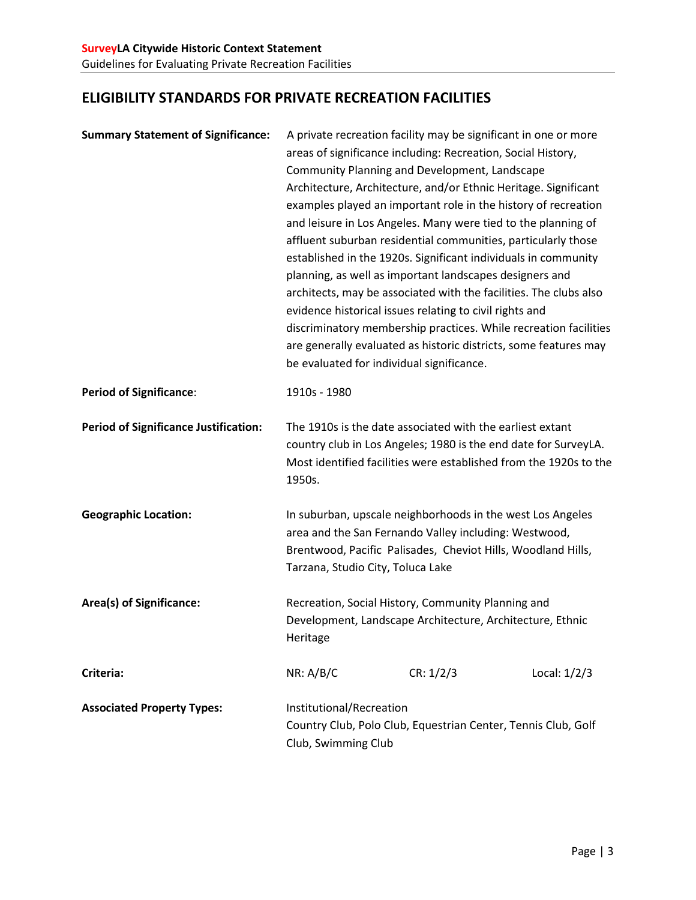## ELIGIBILITY STANDARDS FOR PRIVATE RECREATION FACILITIES

| | |
|---|---|
| **Summary Statement of Significance:** | A private recreation facility may be significant in one or more areas of significance including: Recreation, Social History, Community Planning and Development, Landscape Architecture, Architecture, and/or Ethnic Heritage. Significant examples played an important role in the history of recreation and leisure in Los Angeles. Many were tied to the planning of affluent suburban residential communities, particularly those established in the 1920s. Significant individuals in community planning, as well as important landscapes designers and architects, may be associated with the facilities. The clubs also evidence historical issues relating to civil rights and discriminatory membership practices. While recreation facilities are generally evaluated as historic districts, some features may be evaluated for individual significance. |
| **Period of Significance**: | 1910s - 1980 |
| **Period of Significance Justification:** | The 1910s is the date associated with the earliest extant country club in Los Angeles; 1980 is the end date for SurveyLA. Most identified facilities were established from the 1920s to the 1950s. |
| **Geographic Location:** | In suburban, upscale neighborhoods in the west Los Angeles area and the San Fernando Valley including: Westwood, Brentwood, Pacific Palisades, Cheviot Hills, Woodland Hills, Tarzana, Studio City, Toluca Lake |
| **Area(s) of Significance:** | Recreation, Social History, Community Planning and Development, Landscape Architecture, Architecture, Ethnic Heritage |
| **Criteria:** | NR: A/B/C    CR: 1/2/3    Local: 1/2/3 |
| **Associated Property Types:** | Institutional/Recreation<br>Country Club, Polo Club, Equestrian Center, Tennis Club, Golf Club, Swimming Club |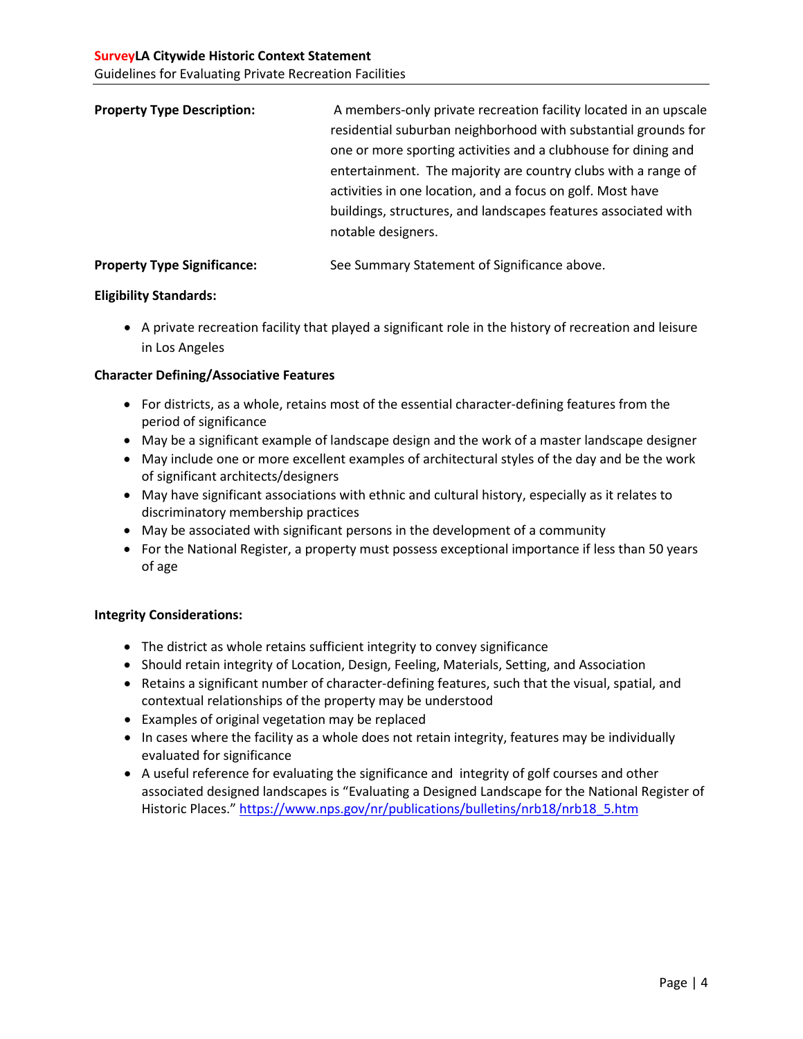**Property Type Description:** A members-only private recreation facility located in an upscale residential suburban neighborhood with substantial grounds for one or more sporting activities and a clubhouse for dining and entertainment. The majority are country clubs with a range of activities in one location, and a focus on golf. Most have buildings, structures, and landscapes features associated with notable designers.

**Property Type Significance:** See Summary Statement of Significance above.

**Eligibility Standards:**

- A private recreation facility that played a significant role in the history of recreation and leisure in Los Angeles

**Character Defining/Associative Features**

- For districts, as a whole, retains most of the essential character-defining features from the period of significance
- May be a significant example of landscape design and the work of a master landscape designer
- May include one or more excellent examples of architectural styles of the day and be the work of significant architects/designers
- May have significant associations with ethnic and cultural history, especially as it relates to discriminatory membership practices
- May be associated with significant persons in the development of a community
- For the National Register, a property must possess exceptional importance if less than 50 years of age

**Integrity Considerations:**

- The district as whole retains sufficient integrity to convey significance
- Should retain integrity of Location, Design, Feeling, Materials, Setting, and Association
- Retains a significant number of character-defining features, such that the visual, spatial, and contextual relationships of the property may be understood
- Examples of original vegetation may be replaced
- In cases where the facility as a whole does not retain integrity, features may be individually evaluated for significance
- A useful reference for evaluating the significance and integrity of golf courses and other associated designed landscapes is "Evaluating a Designed Landscape for the National Register of Historic Places." https://www.nps.gov/nr/publications/bulletins/nrb18/nrb18_5.htm